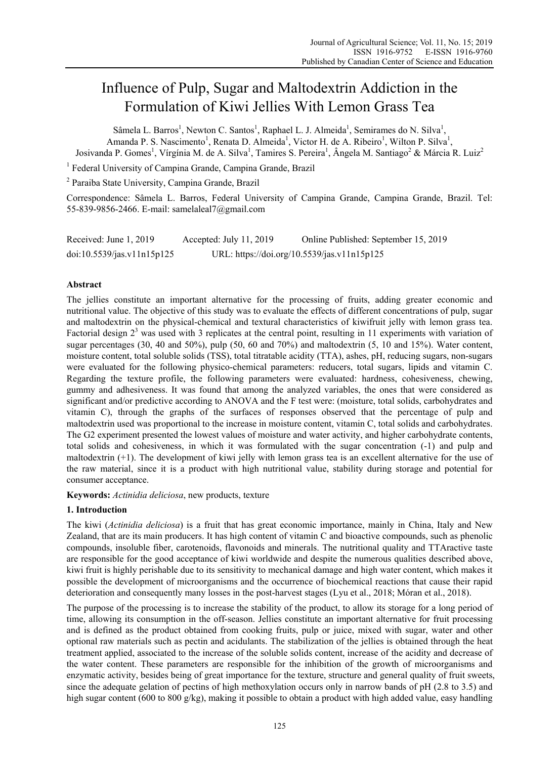# Influence of Pulp, Sugar and Maltodextrin Addiction in the Formulation of Kiwi Jellies With Lemon Grass Tea

Sâmela L. Barros[1], Newton C. Santos[1], Raphael L. J. Almeida[1], Semirames do N. Silva[1], Amanda P. S. Nascimento[1], Renata D. Almeida[1], Victor H. de A. Ribeiro[1], Wilton P. Silva[1], Josivanda P. Gomes[1], Vírgínia M. de A. Silva[1], Tamires S. Pereira[1], Ângela M. Santiago[2] & Márcia R. Luiz[2]

[1] Federal University of Campina Grande, Campina Grande, Brazil

[2] Paraiba State University, Campina Grande, Brazil

Correspondence: Sâmela L. Barros, Federal University of Campina Grande, Campina Grande, Brazil. Tel: 55-839-9856-2466. E-mail: samelaleal7@gmail.com

Received: June 1, 2019 Accepted: July 11, 2019 Online Published: September 15, 2019

doi:10.5539/jas.v11n15p125 URL: https://doi.org/10.5539/jas.v11n15p125

## Abstract

The jellies constitute an important alternative for the processing of fruits, adding greater economic and nutritional value. The objective of this study was to evaluate the effects of different concentrations of pulp, sugar and maltodextrin on the physical-chemical and textural characteristics of kiwifruit jelly with lemon grass tea. Factorial design $2^3$ was used with 3 replicates at the central point, resulting in 11 experiments with variation of sugar percentages (30, 40 and 50%), pulp (50, 60 and 70%) and maltodextrin (5, 10 and 15%). Water content, moisture content, total soluble solids (TSS), total titratable acidity (TTA), ashes, pH, reducing sugars, non-sugars were evaluated for the following physico-chemical parameters: reducers, total sugars, lipids and vitamin C. Regarding the texture profile, the following parameters were evaluated: hardness, cohesiveness, chewing, gummy and adhesiveness. It was found that among the analyzed variables, the ones that were considered as significant and/or predictive according to ANOVA and the F test were: (moisture, total solids, carbohydrates and vitamin C), through the graphs of the surfaces of responses observed that the percentage of pulp and maltodextrin used was proportional to the increase in moisture content, vitamin C, total solids and carbohydrates. The G2 experiment presented the lowest values of moisture and water activity, and higher carbohydrate contents, total solids and cohesiveness, in which it was formulated with the sugar concentration (-1) and pulp and maltodextrin (+1). The development of kiwi jelly with lemon grass tea is an excellent alternative for the use of the raw material, since it is a product with high nutritional value, stability during storage and potential for consumer acceptance.

**Keywords:** *Actinidia deliciosa*, new products, texture

## 1. Introduction

The kiwi (*Actinidia deliciosa*) is a fruit that has great economic importance, mainly in China, Italy and New Zealand, that are its main producers. It has high content of vitamin C and bioactive compounds, such as phenolic compounds, insoluble fiber, carotenoids, flavonoids and minerals. The nutritional quality and TTAractive taste are responsible for the good acceptance of kiwi worldwide and despite the numerous qualities described above, kiwi fruit is highly perishable due to its sensitivity to mechanical damage and high water content, which makes it possible the development of microorganisms and the occurrence of biochemical reactions that cause their rapid deterioration and consequently many losses in the post-harvest stages (Lyu et al., 2018; Móran et al., 2018).

The purpose of the processing is to increase the stability of the product, to allow its storage for a long period of time, allowing its consumption in the off-season. Jellies constitute an important alternative for fruit processing and is defined as the product obtained from cooking fruits, pulp or juice, mixed with sugar, water and other optional raw materials such as pectin and acidulants. The stabilization of the jellies is obtained through the heat treatment applied, associated to the increase of the soluble solids content, increase of the acidity and decrease of the water content. These parameters are responsible for the inhibition of the growth of microorganisms and enzymatic activity, besides being of great importance for the texture, structure and general quality of fruit sweets, since the adequate gelation of pectins of high methoxylation occurs only in narrow bands of pH (2.8 to 3.5) and high sugar content (600 to 800 g/kg), making it possible to obtain a product with high added value, easy handling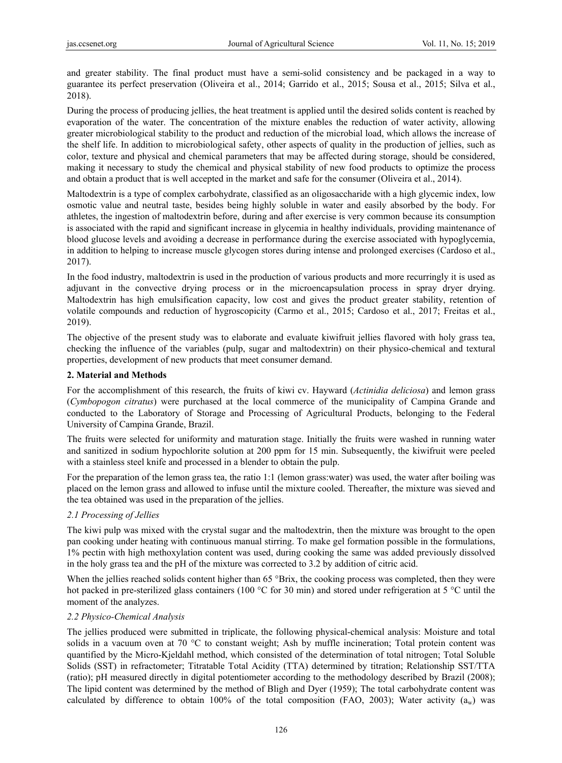and greater stability. The final product must have a semi-solid consistency and be packaged in a way to guarantee its perfect preservation (Oliveira et al., 2014; Garrido et al., 2015; Sousa et al., 2015; Silva et al., 2018).

During the process of producing jellies, the heat treatment is applied until the desired solids content is reached by evaporation of the water. The concentration of the mixture enables the reduction of water activity, allowing greater microbiological stability to the product and reduction of the microbial load, which allows the increase of the shelf life. In addition to microbiological safety, other aspects of quality in the production of jellies, such as color, texture and physical and chemical parameters that may be affected during storage, should be considered, making it necessary to study the chemical and physical stability of new food products to optimize the process and obtain a product that is well accepted in the market and safe for the consumer (Oliveira et al., 2014).

Maltodextrin is a type of complex carbohydrate, classified as an oligosaccharide with a high glycemic index, low osmotic value and neutral taste, besides being highly soluble in water and easily absorbed by the body. For athletes, the ingestion of maltodextrin before, during and after exercise is very common because its consumption is associated with the rapid and significant increase in glycemia in healthy individuals, providing maintenance of blood glucose levels and avoiding a decrease in performance during the exercise associated with hypoglycemia, in addition to helping to increase muscle glycogen stores during intense and prolonged exercises (Cardoso et al., 2017).

In the food industry, maltodextrin is used in the production of various products and more recurringly it is used as adjuvant in the convective drying process or in the microencapsulation process in spray dryer drying. Maltodextrin has high emulsification capacity, low cost and gives the product greater stability, retention of volatile compounds and reduction of hygroscopicity (Carmo et al., 2015; Cardoso et al., 2017; Freitas et al., 2019).

The objective of the present study was to elaborate and evaluate kiwifruit jellies flavored with holy grass tea, checking the influence of the variables (pulp, sugar and maltodextrin) on their physico-chemical and textural properties, development of new products that meet consumer demand.

## 2. Material and Methods

For the accomplishment of this research, the fruits of kiwi cv. Hayward (*Actinidia deliciosa*) and lemon grass (*Cymbopogon citratus*) were purchased at the local commerce of the municipality of Campina Grande and conducted to the Laboratory of Storage and Processing of Agricultural Products, belonging to the Federal University of Campina Grande, Brazil.

The fruits were selected for uniformity and maturation stage. Initially the fruits were washed in running water and sanitized in sodium hypochlorite solution at 200 ppm for 15 min. Subsequently, the kiwifruit were peeled with a stainless steel knife and processed in a blender to obtain the pulp.

For the preparation of the lemon grass tea, the ratio 1:1 (lemon grass:water) was used, the water after boiling was placed on the lemon grass and allowed to infuse until the mixture cooled. Thereafter, the mixture was sieved and the tea obtained was used in the preparation of the jellies.

### *2.1 Processing of Jellies*

The kiwi pulp was mixed with the crystal sugar and the maltodextrin, then the mixture was brought to the open pan cooking under heating with continuous manual stirring. To make gel formation possible in the formulations, 1% pectin with high methoxylation content was used, during cooking the same was added previously dissolved in the holy grass tea and the pH of the mixture was corrected to 3.2 by addition of citric acid.

When the jellies reached solids content higher than 65 °Brix, the cooking process was completed, then they were hot packed in pre-sterilized glass containers (100 °C for 30 min) and stored under refrigeration at 5 °C until the moment of the analyzes.

### *2.2 Physico-Chemical Analysis*

The jellies produced were submitted in triplicate, the following physical-chemical analysis: Moisture and total solids in a vacuum oven at 70 °C to constant weight; Ash by muffle incineration; Total protein content was quantified by the Micro-Kjeldahl method, which consisted of the determination of total nitrogen; Total Soluble Solids (SST) in refractometer; Titratable Total Acidity (TTA) determined by titration; Relationship SST/TTA (ratio); pH measured directly in digital potentiometer according to the methodology described by Brazil (2008); The lipid content was determined by the method of Bligh and Dyer (1959); The total carbohydrate content was calculated by difference to obtain 100% of the total composition (FAO, 2003); Water activity ($a_w$) was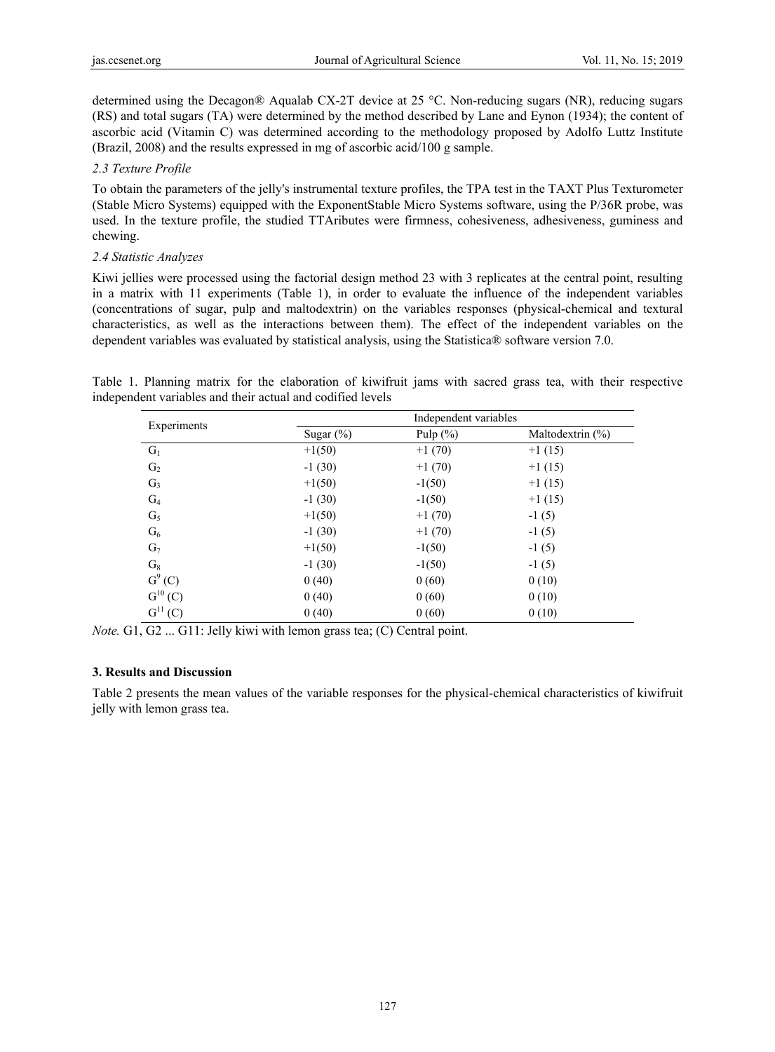determined using the Decagon® Aqualab CX-2T device at 25 °C. Non-reducing sugars (NR), reducing sugars (RS) and total sugars (TA) were determined by the method described by Lane and Eynon (1934); the content of ascorbic acid (Vitamin C) was determined according to the methodology proposed by Adolfo Luttz Institute (Brazil, 2008) and the results expressed in mg of ascorbic acid/100 g sample.

### *2.3 Texture Profile*

To obtain the parameters of the jelly's instrumental texture profiles, the TPA test in the TAXT Plus Texturometer (Stable Micro Systems) equipped with the ExponentStable Micro Systems software, using the P/36R probe, was used. In the texture profile, the studied TTAributes were firmness, cohesiveness, adhesiveness, guminess and chewing.

### *2.4 Statistic Analyzes*

Kiwi jellies were processed using the factorial design method 23 with 3 replicates at the central point, resulting in a matrix with 11 experiments (Table 1), in order to evaluate the influence of the independent variables (concentrations of sugar, pulp and maltodextrin) on the variables responses (physical-chemical and textural characteristics, as well as the interactions between them). The effect of the independent variables on the dependent variables was evaluated by statistical analysis, using the Statistica® software version 7.0.

Table 1. Planning matrix for the elaboration of kiwifruit jams with sacred grass tea, with their respective independent variables and their actual and codified levels

| Experiments | Independent variables | | |
|---|---|---|---|
| | Sugar (%) | Pulp (%) | Maltodextrin (%) |
| $G_1$ | +1(50) | +1 (70) | +1 (15) |
| $G_2$ | -1 (30) | +1 (70) | +1 (15) |
| $G_3$ | +1(50) | -1(50) | +1 (15) |
| $G_4$ | -1 (30) | -1(50) | +1 (15) |
| $G_5$ | +1(50) | +1 (70) | -1 (5) |
| $G_6$ | -1 (30) | +1 (70) | -1 (5) |
| $G_7$ | +1(50) | -1(50) | -1 (5) |
| $G_8$ | -1 (30) | -1(50) | -1 (5) |
| $G^9$ (C) | 0 (40) | 0 (60) | 0 (10) |
| $G^{10}$ (C) | 0 (40) | 0 (60) | 0 (10) |
| $G^{11}$ (C) | 0 (40) | 0 (60) | 0 (10) |

*Note.* G1, G2 ... G11: Jelly kiwi with lemon grass tea; (C) Central point.

## 3. Results and Discussion

Table 2 presents the mean values of the variable responses for the physical-chemical characteristics of kiwifruit jelly with lemon grass tea.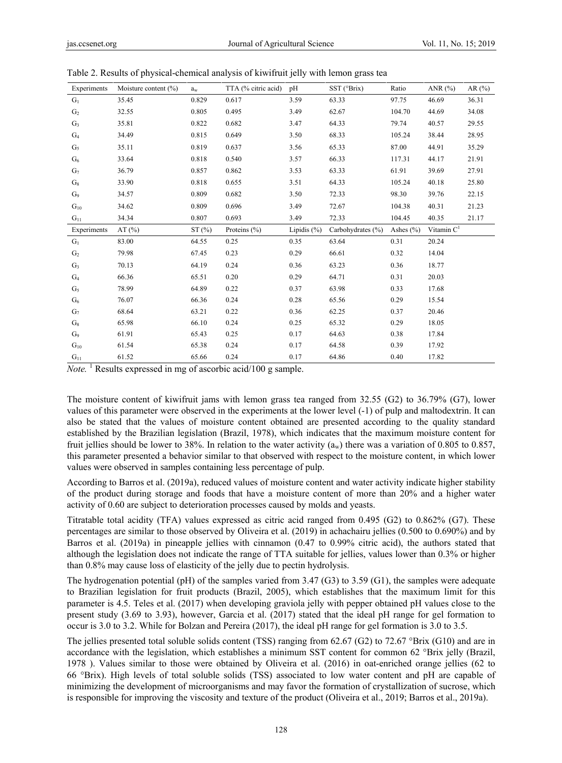Table 2. Results of physical-chemical analysis of kiwifruit jelly with lemon grass tea

| Experiments | Moisture content (%) | $a_w$ | TTA (% citric acid) | pH | SST (°Brix) | Ratio | ANR (%) | AR (%) |
|---|---|---|---|---|---|---|---|---|
| $G_1$ | 35.45 | 0.829 | 0.617 | 3.59 | 63.33 | 97.75 | 46.69 | 36.31 |
| $G_2$ | 32.55 | 0.805 | 0.495 | 3.49 | 62.67 | 104.70 | 44.69 | 34.08 |
| $G_3$ | 35.81 | 0.822 | 0.682 | 3.47 | 64.33 | 79.74 | 40.57 | 29.55 |
| $G_4$ | 34.49 | 0.815 | 0.649 | 3.50 | 68.33 | 105.24 | 38.44 | 28.95 |
| $G_5$ | 35.11 | 0.819 | 0.637 | 3.56 | 65.33 | 87.00 | 44.91 | 35.29 |
| $G_6$ | 33.64 | 0.818 | 0.540 | 3.57 | 66.33 | 117.31 | 44.17 | 21.91 |
| $G_7$ | 36.79 | 0.857 | 0.862 | 3.53 | 63.33 | 61.91 | 39.69 | 27.91 |
| $G_8$ | 33.90 | 0.818 | 0.655 | 3.51 | 64.33 | 105.24 | 40.18 | 25.80 |
| $G_9$ | 34.57 | 0.809 | 0.682 | 3.50 | 72.33 | 98.30 | 39.76 | 22.15 |
| $G_{10}$ | 34.62 | 0.809 | 0.696 | 3.49 | 72.67 | 104.38 | 40.31 | 21.23 |
| $G_{11}$ | 34.34 | 0.807 | 0.693 | 3.49 | 72.33 | 104.45 | 40.35 | 21.17 |
| **Experiments** | **AT (%)** | **ST (%)** | **Proteins (%)** | **Lipidis (%)** | **Carbohydrates (%)** | **Ashes (%)** | **Vitamin C[1]** | |
| $G_1$ | 83.00 | 64.55 | 0.25 | 0.35 | 63.64 | 0.31 | 20.24 | |
| $G_2$ | 79.98 | 67.45 | 0.23 | 0.29 | 66.61 | 0.32 | 14.04 | |
| $G_3$ | 70.13 | 64.19 | 0.24 | 0.36 | 63.23 | 0.36 | 18.77 | |
| $G_4$ | 66.36 | 65.51 | 0.20 | 0.29 | 64.71 | 0.31 | 20.03 | |
| $G_5$ | 78.99 | 64.89 | 0.22 | 0.37 | 63.98 | 0.33 | 17.68 | |
| $G_6$ | 76.07 | 66.36 | 0.24 | 0.28 | 65.56 | 0.29 | 15.54 | |
| $G_7$ | 68.64 | 63.21 | 0.22 | 0.36 | 62.25 | 0.37 | 20.46 | |
| $G_8$ | 65.98 | 66.10 | 0.24 | 0.25 | 65.32 | 0.29 | 18.05 | |
| $G_9$ | 61.91 | 65.43 | 0.25 | 0.17 | 64.63 | 0.38 | 17.84 | |
| $G_{10}$ | 61.54 | 65.38 | 0.24 | 0.17 | 64.58 | 0.39 | 17.92 | |
| $G_{11}$ | 61.52 | 65.66 | 0.24 | 0.17 | 64.86 | 0.40 | 17.82 | |

*Note.* [1] Results expressed in mg of ascorbic acid/100 g sample.

The moisture content of kiwifruit jams with lemon grass tea ranged from 32.55 (G2) to 36.79% (G7), lower values of this parameter were observed in the experiments at the lower level (-1) of pulp and maltodextrin. It can also be stated that the values of moisture content obtained are presented according to the quality standard established by the Brazilian legislation (Brazil, 1978), which indicates that the maximum moisture content for fruit jellies should be lower to 38%. In relation to the water activity ($a_w$) there was a variation of 0.805 to 0.857, this parameter presented a behavior similar to that observed with respect to the moisture content, in which lower values were observed in samples containing less percentage of pulp.

According to Barros et al. (2019a), reduced values of moisture content and water activity indicate higher stability of the product during storage and foods that have a moisture content of more than 20% and a higher water activity of 0.60 are subject to deterioration processes caused by molds and yeasts.

Titratable total acidity (TFA) values expressed as citric acid ranged from 0.495 (G2) to 0.862% (G7). These percentages are similar to those observed by Oliveira et al. (2019) in achachairu jellies (0.500 to 0.690%) and by Barros et al. (2019a) in pineapple jellies with cinnamon (0.47 to 0.99% citric acid), the authors stated that although the legislation does not indicate the range of TTA suitable for jellies, values lower than 0.3% or higher than 0.8% may cause loss of elasticity of the jelly due to pectin hydrolysis.

The hydrogenation potential (pH) of the samples varied from 3.47 (G3) to 3.59 (G1), the samples were adequate to Brazilian legislation for fruit products (Brazil, 2005), which establishes that the maximum limit for this parameter is 4.5. Teles et al. (2017) when developing graviola jelly with pepper obtained pH values close to the present study (3.69 to 3.93), however, Garcia et al. (2017) stated that the ideal pH range for gel formation to occur is 3.0 to 3.2. While for Bolzan and Pereira (2017), the ideal pH range for gel formation is 3.0 to 3.5.

The jellies presented total soluble solids content (TSS) ranging from 62.67 (G2) to 72.67 °Brix (G10) and are in accordance with the legislation, which establishes a minimum SST content for common 62 °Brix jelly (Brazil, 1978 ). Values similar to those were obtained by Oliveira et al. (2016) in oat-enriched orange jellies (62 to 66 °Brix). High levels of total soluble solids (TSS) associated to low water content and pH are capable of minimizing the development of microorganisms and may favor the formation of crystallization of sucrose, which is responsible for improving the viscosity and texture of the product (Oliveira et al., 2019; Barros et al., 2019a).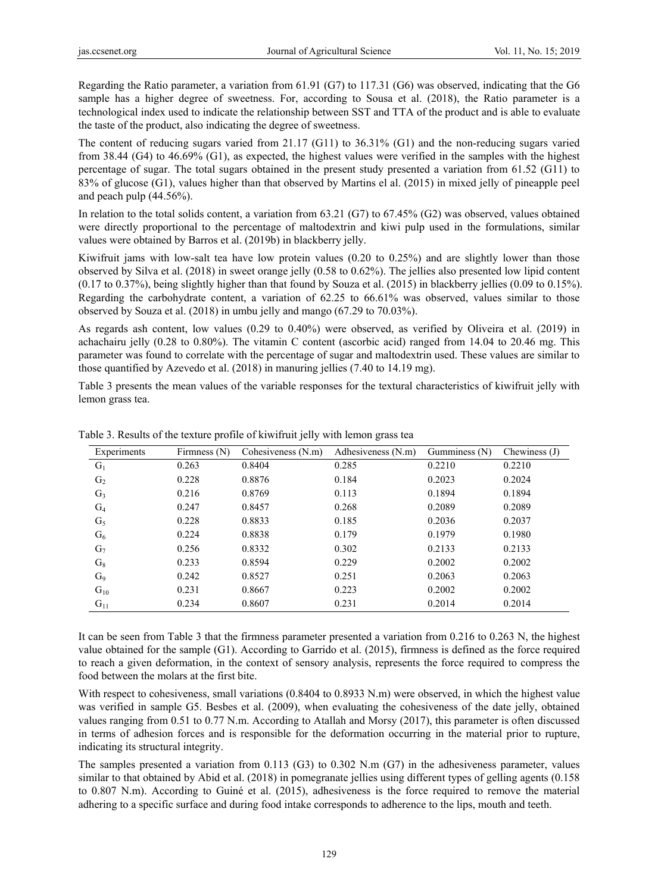Regarding the Ratio parameter, a variation from 61.91 (G7) to 117.31 (G6) was observed, indicating that the G6 sample has a higher degree of sweetness. For, according to Sousa et al. (2018), the Ratio parameter is a technological index used to indicate the relationship between SST and TTA of the product and is able to evaluate the taste of the product, also indicating the degree of sweetness.

The content of reducing sugars varied from 21.17 (G11) to 36.31% (G1) and the non-reducing sugars varied from 38.44 (G4) to 46.69% (G1), as expected, the highest values were verified in the samples with the highest percentage of sugar. The total sugars obtained in the present study presented a variation from 61.52 (G11) to 83% of glucose (G1), values higher than that observed by Martins el al. (2015) in mixed jelly of pineapple peel and peach pulp (44.56%).

In relation to the total solids content, a variation from 63.21 (G7) to 67.45% (G2) was observed, values obtained were directly proportional to the percentage of maltodextrin and kiwi pulp used in the formulations, similar values were obtained by Barros et al. (2019b) in blackberry jelly.

Kiwifruit jams with low-salt tea have low protein values (0.20 to 0.25%) and are slightly lower than those observed by Silva et al. (2018) in sweet orange jelly (0.58 to 0.62%). The jellies also presented low lipid content (0.17 to 0.37%), being slightly higher than that found by Souza et al. (2015) in blackberry jellies (0.09 to 0.15%). Regarding the carbohydrate content, a variation of 62.25 to 66.61% was observed, values similar to those observed by Souza et al. (2018) in umbu jelly and mango (67.29 to 70.03%).

As regards ash content, low values (0.29 to 0.40%) were observed, as verified by Oliveira et al. (2019) in achachairu jelly (0.28 to 0.80%). The vitamin C content (ascorbic acid) ranged from 14.04 to 20.46 mg. This parameter was found to correlate with the percentage of sugar and maltodextrin used. These values are similar to those quantified by Azevedo et al. (2018) in manuring jellies (7.40 to 14.19 mg).

Table 3 presents the mean values of the variable responses for the textural characteristics of kiwifruit jelly with lemon grass tea.

Table 3. Results of the texture profile of kiwifruit jelly with lemon grass tea

| Experiments | Firmness (N) | Cohesiveness (N.m) | Adhesiveness (N.m) | Gumminess (N) | Chewiness (J) |
|---|---|---|---|---|---|
| $G_1$ | 0.263 | 0.8404 | 0.285 | 0.2210 | 0.2210 |
| $G_2$ | 0.228 | 0.8876 | 0.184 | 0.2023 | 0.2024 |
| $G_3$ | 0.216 | 0.8769 | 0.113 | 0.1894 | 0.1894 |
| $G_4$ | 0.247 | 0.8457 | 0.268 | 0.2089 | 0.2089 |
| $G_5$ | 0.228 | 0.8833 | 0.185 | 0.2036 | 0.2037 |
| $G_6$ | 0.224 | 0.8838 | 0.179 | 0.1979 | 0.1980 |
| $G_7$ | 0.256 | 0.8332 | 0.302 | 0.2133 | 0.2133 |
| $G_8$ | 0.233 | 0.8594 | 0.229 | 0.2002 | 0.2002 |
| $G_9$ | 0.242 | 0.8527 | 0.251 | 0.2063 | 0.2063 |
| $G_{10}$ | 0.231 | 0.8667 | 0.223 | 0.2002 | 0.2002 |
| $G_{11}$ | 0.234 | 0.8607 | 0.231 | 0.2014 | 0.2014 |

It can be seen from Table 3 that the firmness parameter presented a variation from 0.216 to 0.263 N, the highest value obtained for the sample (G1). According to Garrido et al. (2015), firmness is defined as the force required to reach a given deformation, in the context of sensory analysis, represents the force required to compress the food between the molars at the first bite.

With respect to cohesiveness, small variations (0.8404 to 0.8933 N.m) were observed, in which the highest value was verified in sample G5. Besbes et al. (2009), when evaluating the cohesiveness of the date jelly, obtained values ranging from 0.51 to 0.77 N.m. According to Atallah and Morsy (2017), this parameter is often discussed in terms of adhesion forces and is responsible for the deformation occurring in the material prior to rupture, indicating its structural integrity.

The samples presented a variation from 0.113 (G3) to 0.302 N.m (G7) in the adhesiveness parameter, values similar to that obtained by Abid et al. (2018) in pomegranate jellies using different types of gelling agents (0.158 to 0.807 N.m). According to Guiné et al. (2015), adhesiveness is the force required to remove the material adhering to a specific surface and during food intake corresponds to adherence to the lips, mouth and teeth.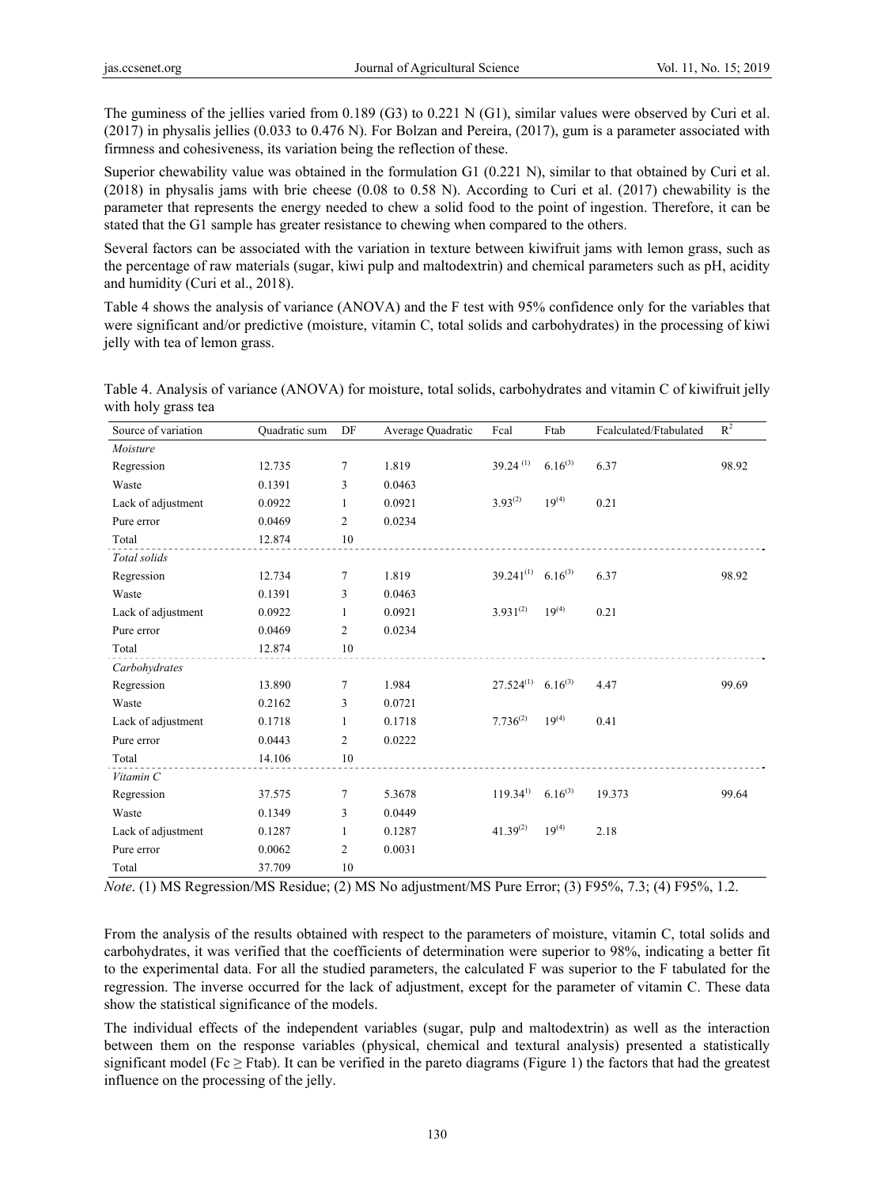The guminess of the jellies varied from 0.189 (G3) to 0.221 N (G1), similar values were observed by Curi et al. (2017) in physalis jellies (0.033 to 0.476 N). For Bolzan and Pereira, (2017), gum is a parameter associated with firmness and cohesiveness, its variation being the reflection of these.

Superior chewability value was obtained in the formulation G1 (0.221 N), similar to that obtained by Curi et al. (2018) in physalis jams with brie cheese (0.08 to 0.58 N). According to Curi et al. (2017) chewability is the parameter that represents the energy needed to chew a solid food to the point of ingestion. Therefore, it can be stated that the G1 sample has greater resistance to chewing when compared to the others.

Several factors can be associated with the variation in texture between kiwifruit jams with lemon grass, such as the percentage of raw materials (sugar, kiwi pulp and maltodextrin) and chemical parameters such as pH, acidity and humidity (Curi et al., 2018).

Table 4 shows the analysis of variance (ANOVA) and the F test with 95% confidence only for the variables that were significant and/or predictive (moisture, vitamin C, total solids and carbohydrates) in the processing of kiwi jelly with tea of lemon grass.

Table 4. Analysis of variance (ANOVA) for moisture, total solids, carbohydrates and vitamin C of kiwifruit jelly with holy grass tea

| Source of variation | Quadratic sum | DF | Average Quadratic | Fcal | Ftab | Fcalculated/Ftabulated | $R^2$ |
|---|---|---|---|---|---|---|---|
| *Moisture* | | | | | | | |
| Regression | 12.735 | 7 | 1.819 | 39.24 (1) | 6.16(3) | 6.37 | 98.92 |
| Waste | 0.1391 | 3 | 0.0463 | | | | |
| Lack of adjustment | 0.0922 | 1 | 0.0921 | 3.93(2) | 19(4) | 0.21 | |
| Pure error | 0.0469 | 2 | 0.0234 | | | | |
| Total | 12.874 | 10 | | | | | |
| *Total solids* | | | | | | | |
| Regression | 12.734 | 7 | 1.819 | 39.241(1) | 6.16(3) | 6.37 | 98.92 |
| Waste | 0.1391 | 3 | 0.0463 | | | | |
| Lack of adjustment | 0.0922 | 1 | 0.0921 | 3.931(2) | 19(4) | 0.21 | |
| Pure error | 0.0469 | 2 | 0.0234 | | | | |
| Total | 12.874 | 10 | | | | | |
| *Carbohydrates* | | | | | | | |
| Regression | 13.890 | 7 | 1.984 | 27.524(1) | 6.16(3) | 4.47 | 99.69 |
| Waste | 0.2162 | 3 | 0.0721 | | | | |
| Lack of adjustment | 0.1718 | 1 | 0.1718 | 7.736(2) | 19(4) | 0.41 | |
| Pure error | 0.0443 | 2 | 0.0222 | | | | |
| Total | 14.106 | 10 | | | | | |
| *Vitamin C* | | | | | | | |
| Regression | 37.575 | 7 | 5.3678 | 119.34(1) | 6.16(3) | 19.373 | 99.64 |
| Waste | 0.1349 | 3 | 0.0449 | | | | |
| Lack of adjustment | 0.1287 | 1 | 0.1287 | 41.39(2) | 19(4) | 2.18 | |
| Pure error | 0.0062 | 2 | 0.0031 | | | | |
| Total | 37.709 | 10 | | | | | |

*Note*. (1) MS Regression/MS Residue; (2) MS No adjustment/MS Pure Error; (3) F95%, 7.3; (4) F95%, 1.2.

From the analysis of the results obtained with respect to the parameters of moisture, vitamin C, total solids and carbohydrates, it was verified that the coefficients of determination were superior to 98%, indicating a better fit to the experimental data. For all the studied parameters, the calculated F was superior to the F tabulated for the regression. The inverse occurred for the lack of adjustment, except for the parameter of vitamin C. These data show the statistical significance of the models.

The individual effects of the independent variables (sugar, pulp and maltodextrin) as well as the interaction between them on the response variables (physical, chemical and textural analysis) presented a statistically significant model ($Fc \geq Ftab$). It can be verified in the pareto diagrams (Figure 1) the factors that had the greatest influence on the processing of the jelly.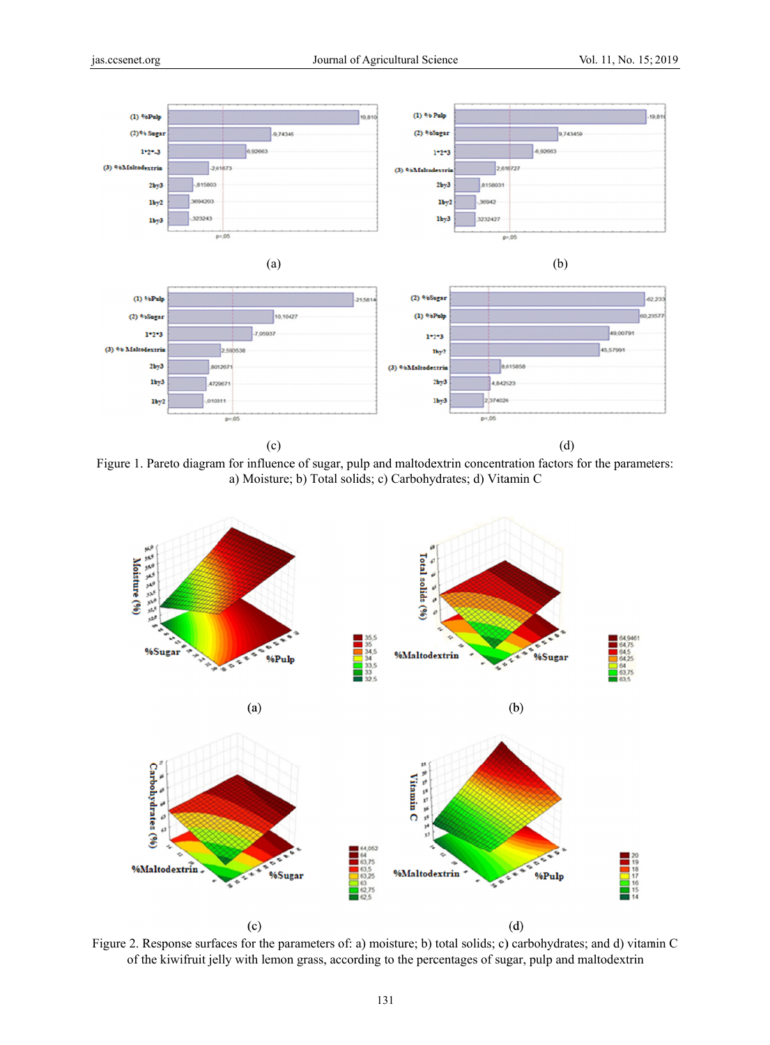Figure 1. Pareto diagram for influence of sugar, pulp and maltodextrin concentration factors for the parameters: a) Moisture; b) Total solids; c) Carbohydrates; d) Vitamin C

Figure 2. Response surfaces for the parameters of: a) moisture; b) total solids; c) carbohydrates; and d) vitamin C of the kiwifruit jelly with lemon grass, according to the percentages of sugar, pulp and maltodextrin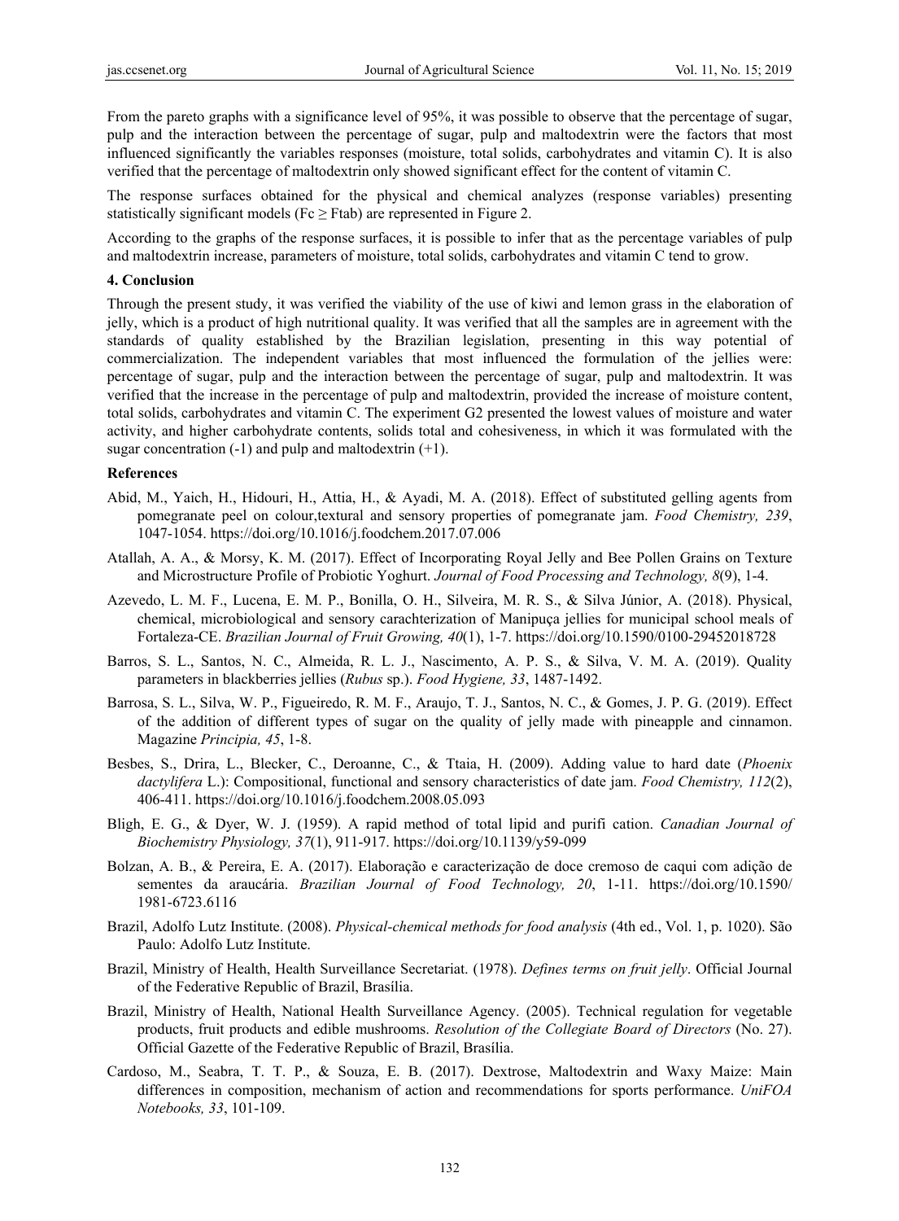From the pareto graphs with a significance level of 95%, it was possible to observe that the percentage of sugar, pulp and the interaction between the percentage of sugar, pulp and maltodextrin were the factors that most influenced significantly the variables responses (moisture, total solids, carbohydrates and vitamin C). It is also verified that the percentage of maltodextrin only showed significant effect for the content of vitamin C.

The response surfaces obtained for the physical and chemical analyzes (response variables) presenting statistically significant models ($Fc \geq Ftab$) are represented in Figure 2.

According to the graphs of the response surfaces, it is possible to infer that as the percentage variables of pulp and maltodextrin increase, parameters of moisture, total solids, carbohydrates and vitamin C tend to grow.

## 4. Conclusion

Through the present study, it was verified the viability of the use of kiwi and lemon grass in the elaboration of jelly, which is a product of high nutritional quality. It was verified that all the samples are in agreement with the standards of quality established by the Brazilian legislation, presenting in this way potential of commercialization. The independent variables that most influenced the formulation of the jellies were: percentage of sugar, pulp and the interaction between the percentage of sugar, pulp and maltodextrin. It was verified that the increase in the percentage of pulp and maltodextrin, provided the increase of moisture content, total solids, carbohydrates and vitamin C. The experiment G2 presented the lowest values of moisture and water activity, and higher carbohydrate contents, solids total and cohesiveness, in which it was formulated with the sugar concentration (-1) and pulp and maltodextrin (+1).

## References

Abid, M., Yaich, H., Hidouri, H., Attia, H., & Ayadi, M. A. (2018). Effect of substituted gelling agents from pomegranate peel on colour,textural and sensory properties of pomegranate jam. *Food Chemistry, 239*, 1047-1054. https://doi.org/10.1016/j.foodchem.2017.07.006

Atallah, A. A., & Morsy, K. M. (2017). Effect of Incorporating Royal Jelly and Bee Pollen Grains on Texture and Microstructure Profile of Probiotic Yoghurt. *Journal of Food Processing and Technology, 8*(9), 1-4.

Azevedo, L. M. F., Lucena, E. M. P., Bonilla, O. H., Silveira, M. R. S., & Silva Júnior, A. (2018). Physical, chemical, microbiological and sensory carachterization of Manipuça jellies for municipal school meals of Fortaleza-CE. *Brazilian Journal of Fruit Growing, 40*(1), 1-7. https://doi.org/10.1590/0100-29452018728

Barros, S. L., Santos, N. C., Almeida, R. L. J., Nascimento, A. P. S., & Silva, V. M. A. (2019). Quality parameters in blackberries jellies (*Rubus* sp.). *Food Hygiene, 33*, 1487-1492.

Barrosa, S. L., Silva, W. P., Figueiredo, R. M. F., Araujo, T. J., Santos, N. C., & Gomes, J. P. G. (2019). Effect of the addition of different types of sugar on the quality of jelly made with pineapple and cinnamon. Magazine *Principia, 45*, 1-8.

Besbes, S., Drira, L., Blecker, C., Deroanne, C., & Ttaia, H. (2009). Adding value to hard date (*Phoenix dactylifera* L.): Compositional, functional and sensory characteristics of date jam. *Food Chemistry, 112*(2), 406-411. https://doi.org/10.1016/j.foodchem.2008.05.093

Bligh, E. G., & Dyer, W. J. (1959). A rapid method of total lipid and purifi cation. *Canadian Journal of Biochemistry Physiology, 37*(1), 911-917. https://doi.org/10.1139/y59-099

Bolzan, A. B., & Pereira, E. A. (2017). Elaboração e caracterização de doce cremoso de caqui com adição de sementes da araucária. *Brazilian Journal of Food Technology, 20*, 1-11. https://doi.org/10.1590/1981-6723.6116

Brazil, Adolfo Lutz Institute. (2008). *Physical-chemical methods for food analysis* (4th ed., Vol. 1, p. 1020). São Paulo: Adolfo Lutz Institute.

Brazil, Ministry of Health, Health Surveillance Secretariat. (1978). *Defines terms on fruit jelly*. Official Journal of the Federative Republic of Brazil, Brasília.

Brazil, Ministry of Health, National Health Surveillance Agency. (2005). Technical regulation for vegetable products, fruit products and edible mushrooms. *Resolution of the Collegiate Board of Directors* (No. 27). Official Gazette of the Federative Republic of Brazil, Brasília.

Cardoso, M., Seabra, T. T. P., & Souza, E. B. (2017). Dextrose, Maltodextrin and Waxy Maize: Main differences in composition, mechanism of action and recommendations for sports performance. *UniFOA Notebooks, 33*, 101-109.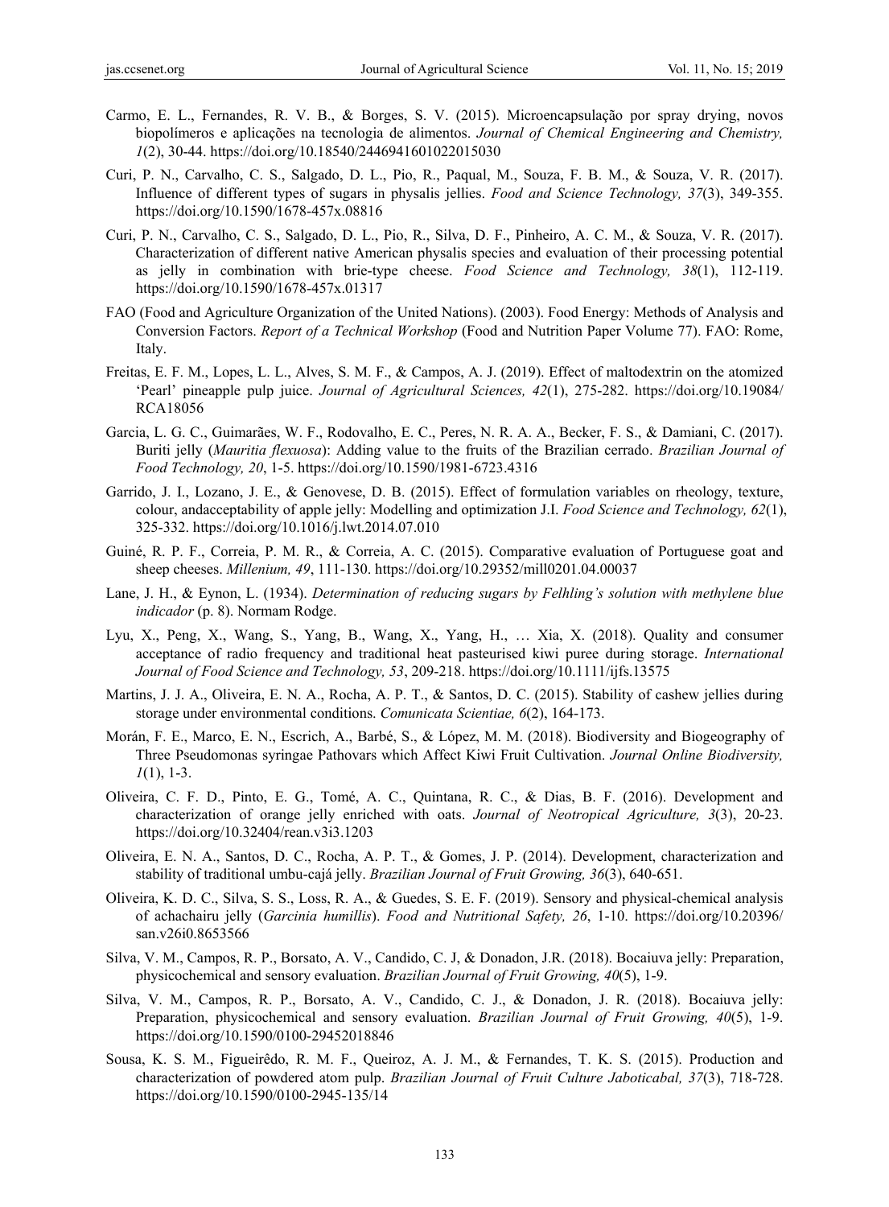Carmo, E. L., Fernandes, R. V. B., & Borges, S. V. (2015). Microencapsulação por spray drying, novos biopolímeros e aplicações na tecnologia de alimentos. *Journal of Chemical Engineering and Chemistry, 1*(2), 30-44. https://doi.org/10.18540/2446941601022015030

Curi, P. N., Carvalho, C. S., Salgado, D. L., Pio, R., Paqual, M., Souza, F. B. M., & Souza, V. R. (2017). Influence of different types of sugars in physalis jellies. *Food and Science Technology, 37*(3), 349-355. https://doi.org/10.1590/1678-457x.08816

Curi, P. N., Carvalho, C. S., Salgado, D. L., Pio, R., Silva, D. F., Pinheiro, A. C. M., & Souza, V. R. (2017). Characterization of different native American physalis species and evaluation of their processing potential as jelly in combination with brie-type cheese. *Food Science and Technology, 38*(1), 112-119. https://doi.org/10.1590/1678-457x.01317

FAO (Food and Agriculture Organization of the United Nations). (2003). Food Energy: Methods of Analysis and Conversion Factors. *Report of a Technical Workshop* (Food and Nutrition Paper Volume 77). FAO: Rome, Italy.

Freitas, E. F. M., Lopes, L. L., Alves, S. M. F., & Campos, A. J. (2019). Effect of maltodextrin on the atomized 'Pearl' pineapple pulp juice. *Journal of Agricultural Sciences, 42*(1), 275-282. https://doi.org/10.19084/RCA18056

Garcia, L. G. C., Guimarães, W. F., Rodovalho, E. C., Peres, N. R. A. A., Becker, F. S., & Damiani, C. (2017). Buriti jelly (*Mauritia flexuosa*): Adding value to the fruits of the Brazilian cerrado. *Brazilian Journal of Food Technology, 20*, 1-5. https://doi.org/10.1590/1981-6723.4316

Garrido, J. I., Lozano, J. E., & Genovese, D. B. (2015). Effect of formulation variables on rheology, texture, colour, andacceptability of apple jelly: Modelling and optimization J.I. *Food Science and Technology, 62*(1), 325-332. https://doi.org/10.1016/j.lwt.2014.07.010

Guiné, R. P. F., Correia, P. M. R., & Correia, A. C. (2015). Comparative evaluation of Portuguese goat and sheep cheeses. *Millenium, 49*, 111-130. https://doi.org/10.29352/mill0201.04.00037

Lane, J. H., & Eynon, L. (1934). *Determination of reducing sugars by Felhling's solution with methylene blue indicador* (p. 8). Normam Rodge.

Lyu, X., Peng, X., Wang, S., Yang, B., Wang, X., Yang, H., … Xia, X. (2018). Quality and consumer acceptance of radio frequency and traditional heat pasteurised kiwi puree during storage. *International Journal of Food Science and Technology, 53*, 209-218. https://doi.org/10.1111/ijfs.13575

Martins, J. J. A., Oliveira, E. N. A., Rocha, A. P. T., & Santos, D. C. (2015). Stability of cashew jellies during storage under environmental conditions. *Comunicata Scientiae, 6*(2), 164-173.

Morán, F. E., Marco, E. N., Escrich, A., Barbé, S., & López, M. M. (2018). Biodiversity and Biogeography of Three Pseudomonas syringae Pathovars which Affect Kiwi Fruit Cultivation. *Journal Online Biodiversity, 1*(1), 1-3.

Oliveira, C. F. D., Pinto, E. G., Tomé, A. C., Quintana, R. C., & Dias, B. F. (2016). Development and characterization of orange jelly enriched with oats. *Journal of Neotropical Agriculture, 3*(3), 20-23. https://doi.org/10.32404/rean.v3i3.1203

Oliveira, E. N. A., Santos, D. C., Rocha, A. P. T., & Gomes, J. P. (2014). Development, characterization and stability of traditional umbu-cajá jelly. *Brazilian Journal of Fruit Growing, 36*(3), 640-651.

Oliveira, K. D. C., Silva, S. S., Loss, R. A., & Guedes, S. E. F. (2019). Sensory and physical-chemical analysis of achachairu jelly (*Garcinia humillis*). *Food and Nutritional Safety, 26*, 1-10. https://doi.org/10.20396/san.v26i0.8653566

Silva, V. M., Campos, R. P., Borsato, A. V., Candido, C. J, & Donadon, J.R. (2018). Bocaiuva jelly: Preparation, physicochemical and sensory evaluation. *Brazilian Journal of Fruit Growing, 40*(5), 1-9.

Silva, V. M., Campos, R. P., Borsato, A. V., Candido, C. J., & Donadon, J. R. (2018). Bocaiuva jelly: Preparation, physicochemical and sensory evaluation. *Brazilian Journal of Fruit Growing, 40*(5), 1-9. https://doi.org/10.1590/0100-29452018846

Sousa, K. S. M., Figueirêdo, R. M. F., Queiroz, A. J. M., & Fernandes, T. K. S. (2015). Production and characterization of powdered atom pulp. *Brazilian Journal of Fruit Culture Jaboticabal, 37*(3), 718-728. https://doi.org/10.1590/0100-2945-135/14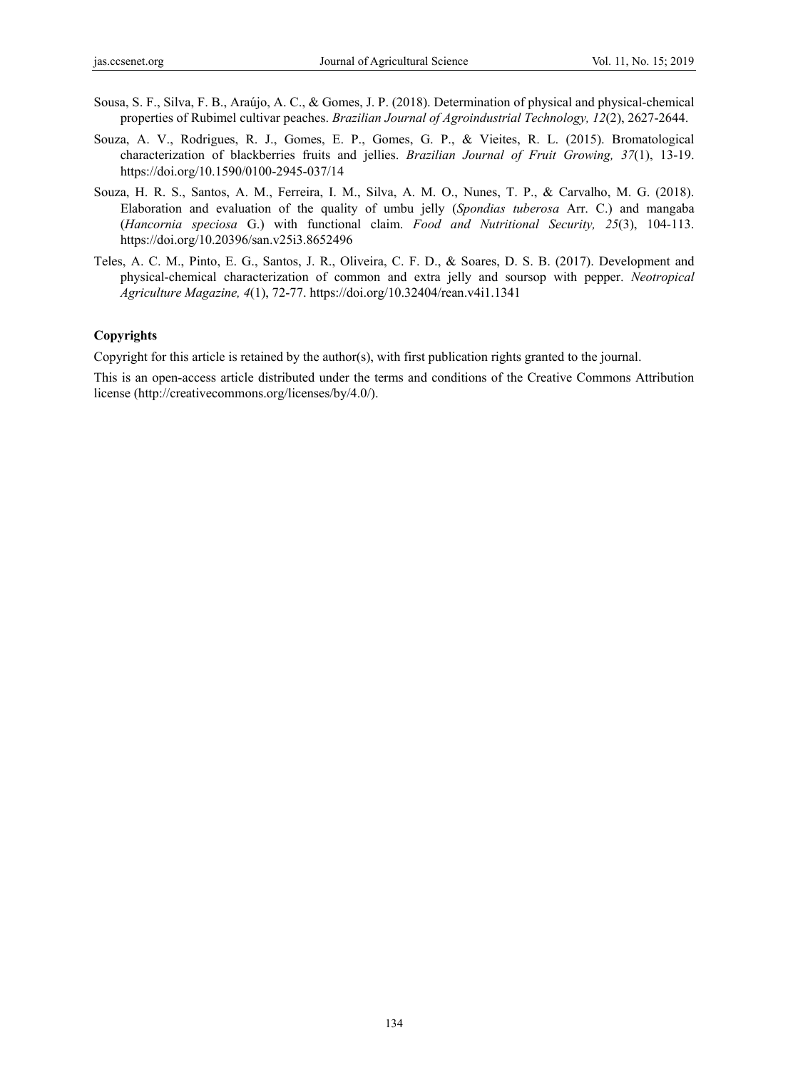Sousa, S. F., Silva, F. B., Araújo, A. C., & Gomes, J. P. (2018). Determination of physical and physical-chemical properties of Rubimel cultivar peaches. *Brazilian Journal of Agroindustrial Technology, 12*(2), 2627-2644.

Souza, A. V., Rodrigues, R. J., Gomes, E. P., Gomes, G. P., & Vieites, R. L. (2015). Bromatological characterization of blackberries fruits and jellies. *Brazilian Journal of Fruit Growing, 37*(1), 13-19. https://doi.org/10.1590/0100-2945-037/14

Souza, H. R. S., Santos, A. M., Ferreira, I. M., Silva, A. M. O., Nunes, T. P., & Carvalho, M. G. (2018). Elaboration and evaluation of the quality of umbu jelly (*Spondias tuberosa* Arr. C.) and mangaba (*Hancornia speciosa* G.) with functional claim. *Food and Nutritional Security, 25*(3), 104-113. https://doi.org/10.20396/san.v25i3.8652496

Teles, A. C. M., Pinto, E. G., Santos, J. R., Oliveira, C. F. D., & Soares, D. S. B. (2017). Development and physical-chemical characterization of common and extra jelly and soursop with pepper. *Neotropical Agriculture Magazine, 4*(1), 72-77. https://doi.org/10.32404/rean.v4i1.1341

**Copyrights**

Copyright for this article is retained by the author(s), with first publication rights granted to the journal.

This is an open-access article distributed under the terms and conditions of the Creative Commons Attribution license (http://creativecommons.org/licenses/by/4.0/).